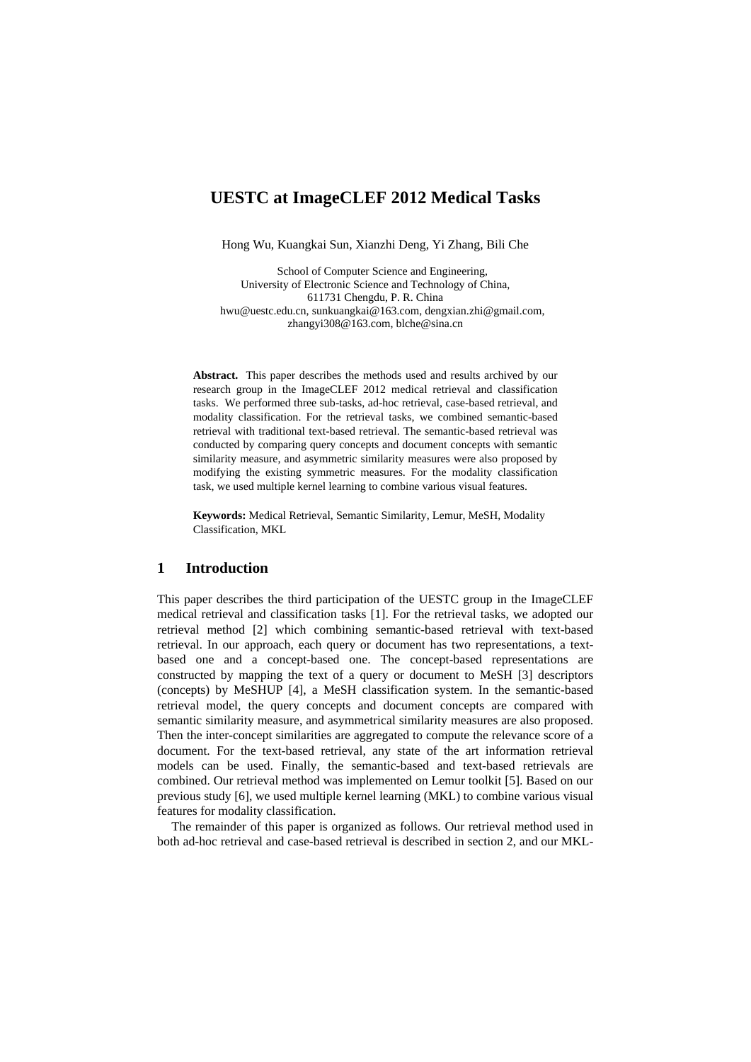// Title
# UESTC at ImageCLEF 2012 Medical Tasks

Hong Wu, Kuangkai Sun, Xianzhi Deng, Yi Zhang, Bili Che

School of Computer Science and Engineering,
University of Electronic Science and Technology of China,
611731 Chengdu, P. R. China
hwu@uestc.edu.cn, sunkuangkai@163.com, dengxian.zhi@gmail.com,
zhangyi308@163.com, blche@sina.cn

**Abstract.** This paper describes the methods used and results archived by our research group in the ImageCLEF 2012 medical retrieval and classification tasks. We performed three sub-tasks, ad-hoc retrieval, case-based retrieval, and modality classification. For the retrieval tasks, we combined semantic-based retrieval with traditional text-based retrieval. The semantic-based retrieval was conducted by comparing query concepts and document concepts with semantic similarity measure, and asymmetric similarity measures were also proposed by modifying the existing symmetric measures. For the modality classification task, we used multiple kernel learning to combine various visual features.

**Keywords:** Medical Retrieval, Semantic Similarity, Lemur, MeSH, Modality Classification, MKL

## 1 Introduction

This paper describes the third participation of the UESTC group in the ImageCLEF medical retrieval and classification tasks [1]. For the retrieval tasks, we adopted our retrieval method [2] which combining semantic-based retrieval with text-based retrieval. In our approach, each query or document has two representations, a text-based one and a concept-based one. The concept-based representations are constructed by mapping the text of a query or document to MeSH [3] descriptors (concepts) by MeSHUP [4], a MeSH classification system. In the semantic-based retrieval model, the query concepts and document concepts are compared with semantic similarity measure, and asymmetrical similarity measures are also proposed. Then the inter-concept similarities are aggregated to compute the relevance score of a document. For the text-based retrieval, any state of the art information retrieval models can be used. Finally, the semantic-based and text-based retrievals are combined. Our retrieval method was implemented on Lemur toolkit [5]. Based on our previous study [6], we used multiple kernel learning (MKL) to combine various visual features for modality classification.

The remainder of this paper is organized as follows. Our retrieval method used in both ad-hoc retrieval and case-based retrieval is described in section 2, and our MKL-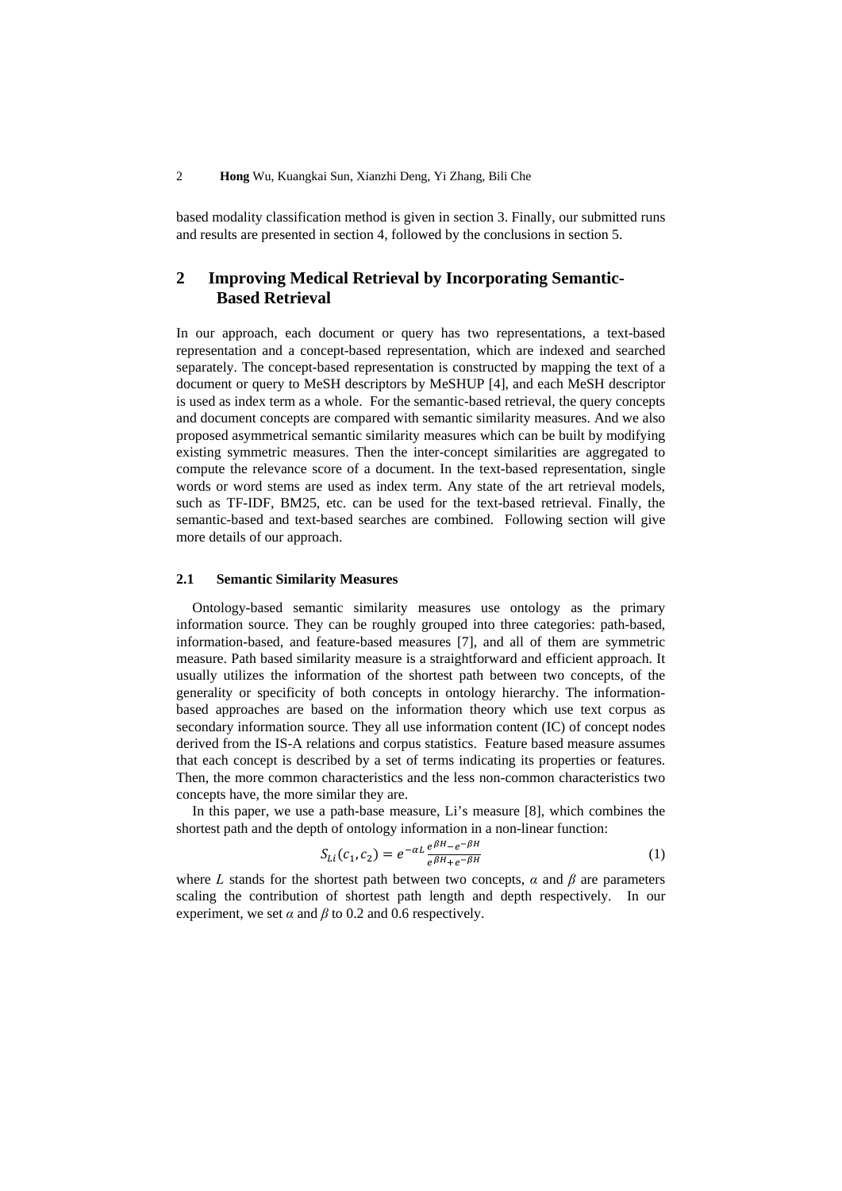based modality classification method is given in section 3. Finally, our submitted runs and results are presented in section 4, followed by the conclusions in section 5.

## 2 Improving Medical Retrieval by Incorporating Semantic-Based Retrieval

In our approach, each document or query has two representations, a text-based representation and a concept-based representation, which are indexed and searched separately. The concept-based representation is constructed by mapping the text of a document or query to MeSH descriptors by MeSHUP [4], and each MeSH descriptor is used as index term as a whole. For the semantic-based retrieval, the query concepts and document concepts are compared with semantic similarity measures. And we also proposed asymmetrical semantic similarity measures which can be built by modifying existing symmetric measures. Then the inter-concept similarities are aggregated to compute the relevance score of a document. In the text-based representation, single words or word stems are used as index term. Any state of the art retrieval models, such as TF-IDF, BM25, etc. can be used for the text-based retrieval. Finally, the semantic-based and text-based searches are combined. Following section will give more details of our approach.

### 2.1 Semantic Similarity Measures

Ontology-based semantic similarity measures use ontology as the primary information source. They can be roughly grouped into three categories: path-based, information-based, and feature-based measures [7], and all of them are symmetric measure. Path based similarity measure is a straightforward and efficient approach. It usually utilizes the information of the shortest path between two concepts, of the generality or specificity of both concepts in ontology hierarchy. The information-based approaches are based on the information theory which use text corpus as secondary information source. They all use information content (IC) of concept nodes derived from the IS-A relations and corpus statistics. Feature based measure assumes that each concept is described by a set of terms indicating its properties or features. Then, the more common characteristics and the less non-common characteristics two concepts have, the more similar they are.

In this paper, we use a path-base measure, Li's measure [8], which combines the shortest path and the depth of ontology information in a non-linear function:

$$S_{Li}(c_1, c_2) = e^{-\alpha L} \frac{e^{\beta H} - e^{-\beta H}}{e^{\beta H} + e^{-\beta H}} \tag{1}$$

where $L$ stands for the shortest path between two concepts, $\alpha$ and $\beta$ are parameters scaling the contribution of shortest path length and depth respectively. In our experiment, we set $\alpha$ and $\beta$ to 0.2 and 0.6 respectively.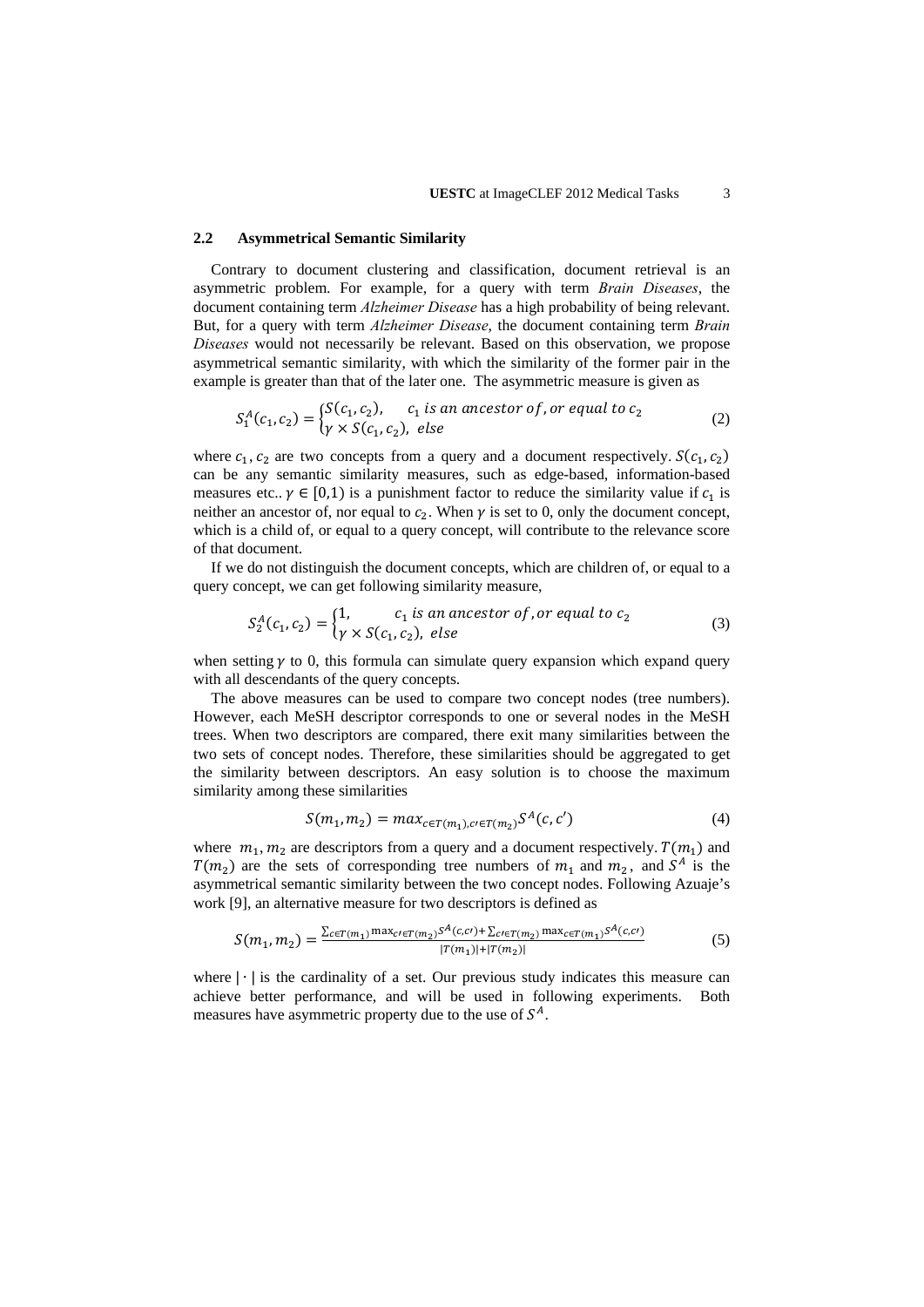### 2.2 Asymmetrical Semantic Similarity

Contrary to document clustering and classification, document retrieval is an asymmetric problem. For example, for a query with term *Brain Diseases*, the document containing term *Alzheimer Disease* has a high probability of being relevant. But, for a query with term *Alzheimer Disease*, the document containing term *Brain Diseases* would not necessarily be relevant. Based on this observation, we propose asymmetrical semantic similarity, with which the similarity of the former pair in the example is greater than that of the later one. The asymmetric measure is given as

$$S_1^A(c_1, c_2) = \begin{cases} S(c_1, c_2), & c_1 \text{ is an ancestor of, or equal to } c_2 \\ \gamma \times S(c_1, c_2), & else \end{cases} \tag{2}$$

where $c_1, c_2$ are two concepts from a query and a document respectively. $S(c_1, c_2)$ can be any semantic similarity measures, such as edge-based, information-based measures etc.. $\gamma \in [0,1)$ is a punishment factor to reduce the similarity value if $c_1$ is neither an ancestor of, nor equal to $c_2$. When $\gamma$ is set to 0, only the document concept, which is a child of, or equal to a query concept, will contribute to the relevance score of that document.

If we do not distinguish the document concepts, which are children of, or equal to a query concept, we can get following similarity measure,

$$S_2^A(c_1, c_2) = \begin{cases} 1, & c_1 \text{ is an ancestor of, or equal to } c_2 \\ \gamma \times S(c_1, c_2), & else \end{cases} \tag{3}$$

when setting $\gamma$ to 0, this formula can simulate query expansion which expand query with all descendants of the query concepts.

The above measures can be used to compare two concept nodes (tree numbers). However, each MeSH descriptor corresponds to one or several nodes in the MeSH trees. When two descriptors are compared, there exit many similarities between the two sets of concept nodes. Therefore, these similarities should be aggregated to get the similarity between descriptors. An easy solution is to choose the maximum similarity among these similarities

$$S(m_1, m_2) = max_{c \in T(m_1), c' \in T(m_2)} S^A(c, c') \tag{4}$$

where $m_1, m_2$ are descriptors from a query and a document respectively. $T(m_1)$ and $T(m_2)$ are the sets of corresponding tree numbers of $m_1$ and $m_2$, and $S^A$ is the asymmetrical semantic similarity between the two concept nodes. Following Azuaje's work [9], an alternative measure for two descriptors is defined as

$$S(m_1, m_2) = \frac{\sum_{c \in T(m_1)} \max_{c' \in T(m_2)} S^A(c, c') + \sum_{c' \in T(m_2)} \max_{c \in T(m_1)} S^A(c, c')}{|T(m_1)| + |T(m_2)|} \tag{5}$$

where $|\cdot|$ is the cardinality of a set. Our previous study indicates this measure can achieve better performance, and will be used in following experiments. Both measures have asymmetric property due to the use of $S^A$.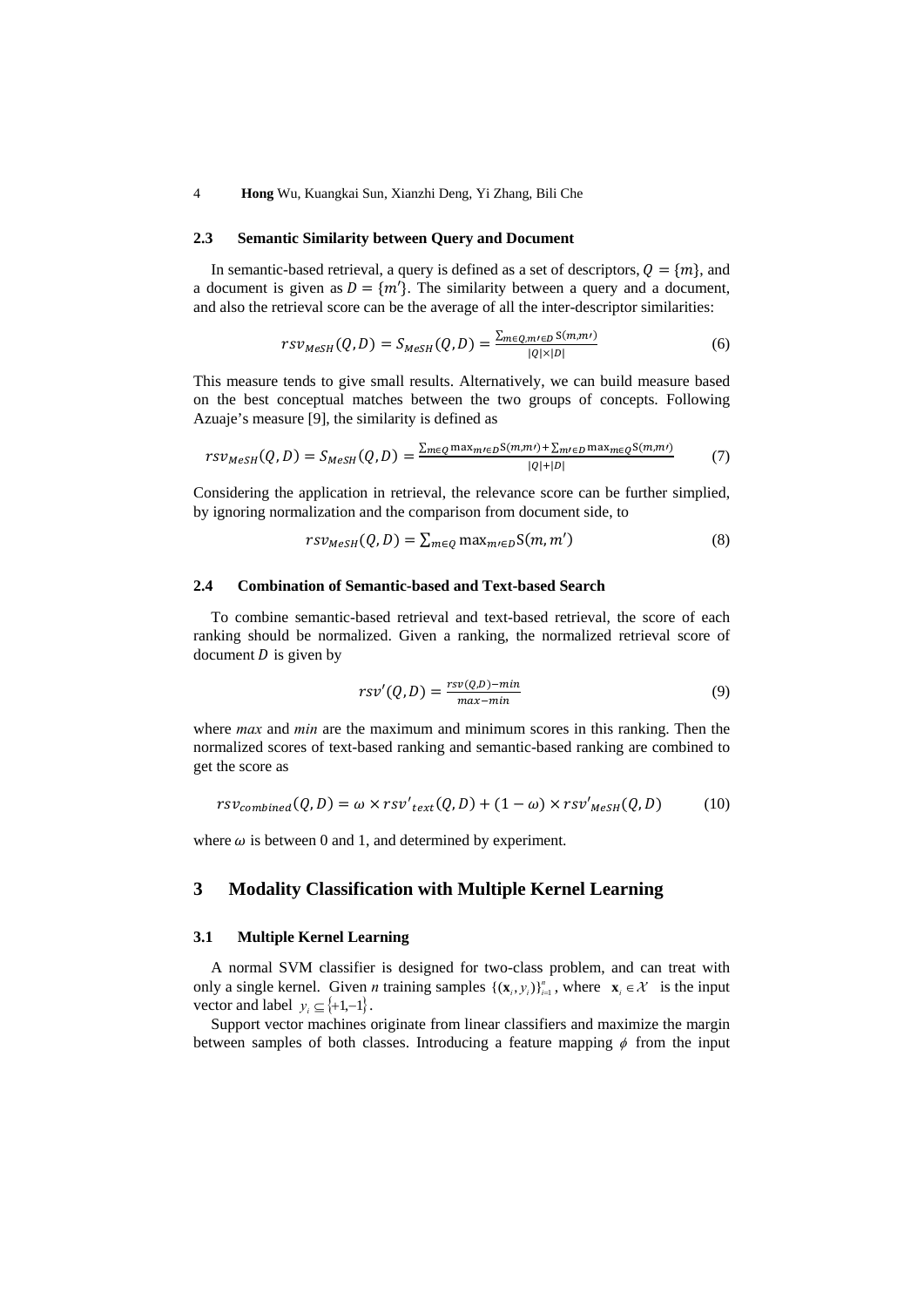### 2.3 Semantic Similarity between Query and Document

In semantic-based retrieval, a query is defined as a set of descriptors, $Q = \{m\}$, and a document is given as $D = \{m'\}$. The similarity between a query and a document, and also the retrieval score can be the average of all the inter-descriptor similarities:

$$rsv_{MeSH}(Q, D) = S_{MeSH}(Q, D) = \frac{\sum_{m \in Q, m' \in D} \mathrm{S}(m, m')}{|Q| \times |D|} \tag{6}$$

This measure tends to give small results. Alternatively, we can build measure based on the best conceptual matches between the two groups of concepts. Following Azuaje's measure [9], the similarity is defined as

$$rsv_{MeSH}(Q, D) = S_{MeSH}(Q, D) = \frac{\sum_{m \in Q} \max_{m' \in D} \mathrm{S}(m, m') + \sum_{m' \in D} \max_{m \in Q} \mathrm{S}(m, m')}{|Q| + |D|} \tag{7}$$

Considering the application in retrieval, the relevance score can be further simplied, by ignoring normalization and the comparison from document side, to

$$rsv_{MeSH}(Q, D) = \sum_{m \in Q} \max_{m' \in D} \mathrm{S}(m, m') \tag{8}$$

### 2.4 Combination of Semantic-based and Text-based Search

To combine semantic-based retrieval and text-based retrieval, the score of each ranking should be normalized. Given a ranking, the normalized retrieval score of document $D$ is given by

$$rsv'(Q, D) = \frac{rsv(Q, D) - min}{max - min} \tag{9}$$

where *max* and *min* are the maximum and minimum scores in this ranking. Then the normalized scores of text-based ranking and semantic-based ranking are combined to get the score as

$$rsv_{combined}(Q, D) = \omega \times rsv'_{text}(Q, D) + (1 - \omega) \times rsv'_{MeSH}(Q, D) \tag{10}$$

where $\omega$ is between 0 and 1, and determined by experiment.

## 3 Modality Classification with Multiple Kernel Learning

### 3.1 Multiple Kernel Learning

A normal SVM classifier is designed for two-class problem, and can treat with only a single kernel. Given *n* training samples $\{(\mathbf{x}_i, y_i)\}_{i=1}^{n}$, where $\mathbf{x}_i \in \mathcal{X}$ is the input vector and label $y_i \subseteq \{+1, -1\}$.

Support vector machines originate from linear classifiers and maximize the margin between samples of both classes. Introducing a feature mapping $\phi$ from the input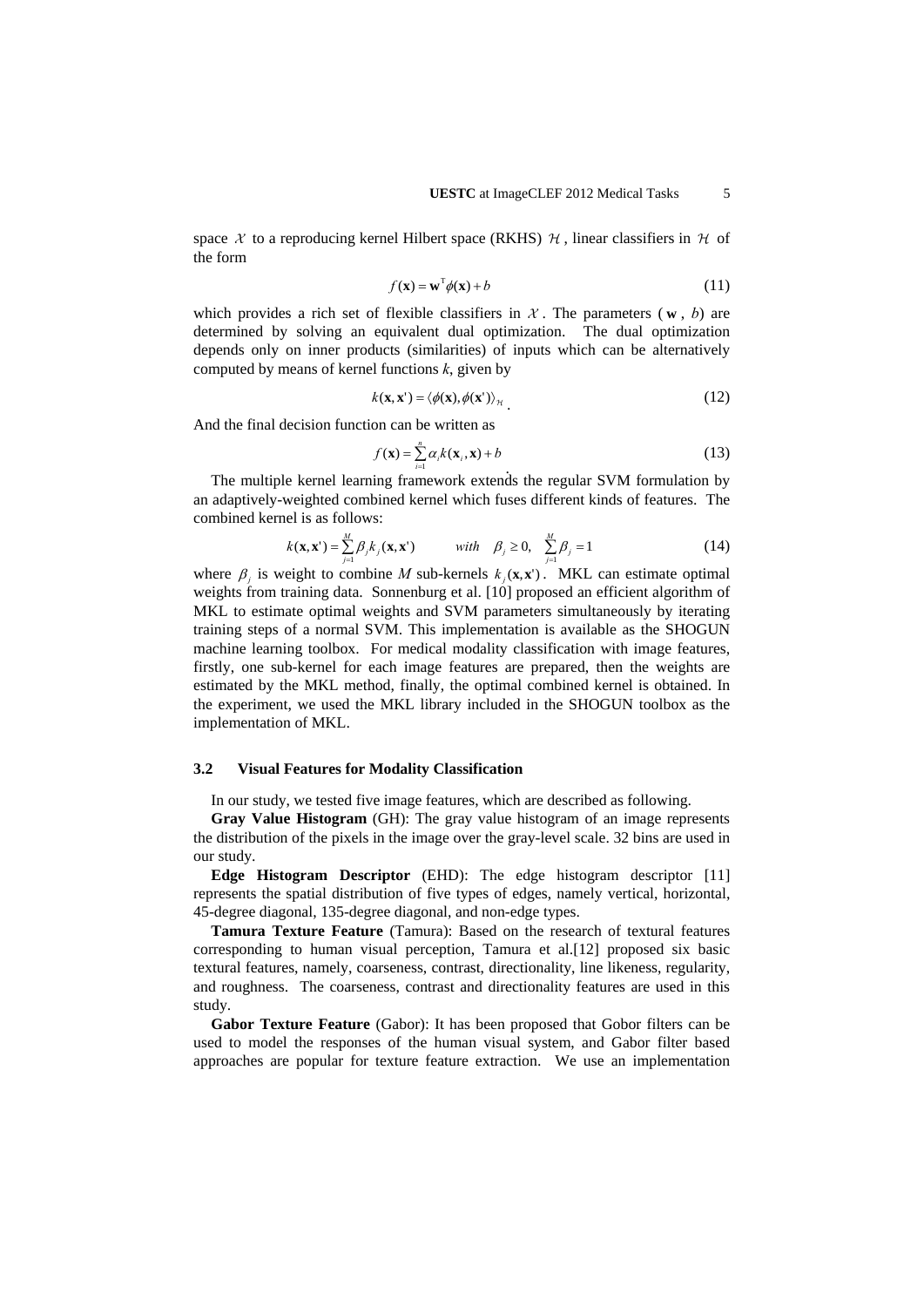space $\mathcal{X}$ to a reproducing kernel Hilbert space (RKHS) $\mathcal{H}$, linear classifiers in $\mathcal{H}$ of the form

$$f(\mathbf{x}) = \mathbf{w}^{\mathrm{T}}\phi(\mathbf{x}) + b \tag{11}$$

which provides a rich set of flexible classifiers in $\mathcal{X}$. The parameters ($\mathbf{w}$, $b$) are determined by solving an equivalent dual optimization. The dual optimization depends only on inner products (similarities) of inputs which can be alternatively computed by means of kernel functions $k$, given by

$$k(\mathbf{x}, \mathbf{x}') = \langle \phi(\mathbf{x}), \phi(\mathbf{x}') \rangle_{\mathcal{H}} \tag{12}$$

And the final decision function can be written as

$$f(\mathbf{x}) = \sum_{i=1}^{n} \alpha_i k(\mathbf{x}_i, \mathbf{x}) + b \tag{13}$$

The multiple kernel learning framework extends the regular SVM formulation by an adaptively-weighted combined kernel which fuses different kinds of features. The combined kernel is as follows:

$$k(\mathbf{x}, \mathbf{x}') = \sum_{j=1}^{M} \beta_j k_j(\mathbf{x}, \mathbf{x}') \qquad with \quad \beta_j \geq 0, \quad \sum_{j=1}^{M} \beta_j = 1 \tag{14}$$

where $\beta_j$ is weight to combine $M$ sub-kernels $k_j(\mathbf{x}, \mathbf{x}')$. MKL can estimate optimal weights from training data. Sonnenburg et al. [10] proposed an efficient algorithm of MKL to estimate optimal weights and SVM parameters simultaneously by iterating training steps of a normal SVM. This implementation is available as the SHOGUN machine learning toolbox. For medical modality classification with image features, firstly, one sub-kernel for each image features are prepared, then the weights are estimated by the MKL method, finally, the optimal combined kernel is obtained. In the experiment, we used the MKL library included in the SHOGUN toolbox as the implementation of MKL.

### 3.2 Visual Features for Modality Classification

In our study, we tested five image features, which are described as following.

**Gray Value Histogram** (GH): The gray value histogram of an image represents the distribution of the pixels in the image over the gray-level scale. 32 bins are used in our study.

**Edge Histogram Descriptor** (EHD): The edge histogram descriptor [11] represents the spatial distribution of five types of edges, namely vertical, horizontal, 45-degree diagonal, 135-degree diagonal, and non-edge types.

**Tamura Texture Feature** (Tamura): Based on the research of textural features corresponding to human visual perception, Tamura et al.[12] proposed six basic textural features, namely, coarseness, contrast, directionality, line likeness, regularity, and roughness. The coarseness, contrast and directionality features are used in this study.

**Gabor Texture Feature** (Gabor): It has been proposed that Gobor filters can be used to model the responses of the human visual system, and Gabor filter based approaches are popular for texture feature extraction. We use an implementation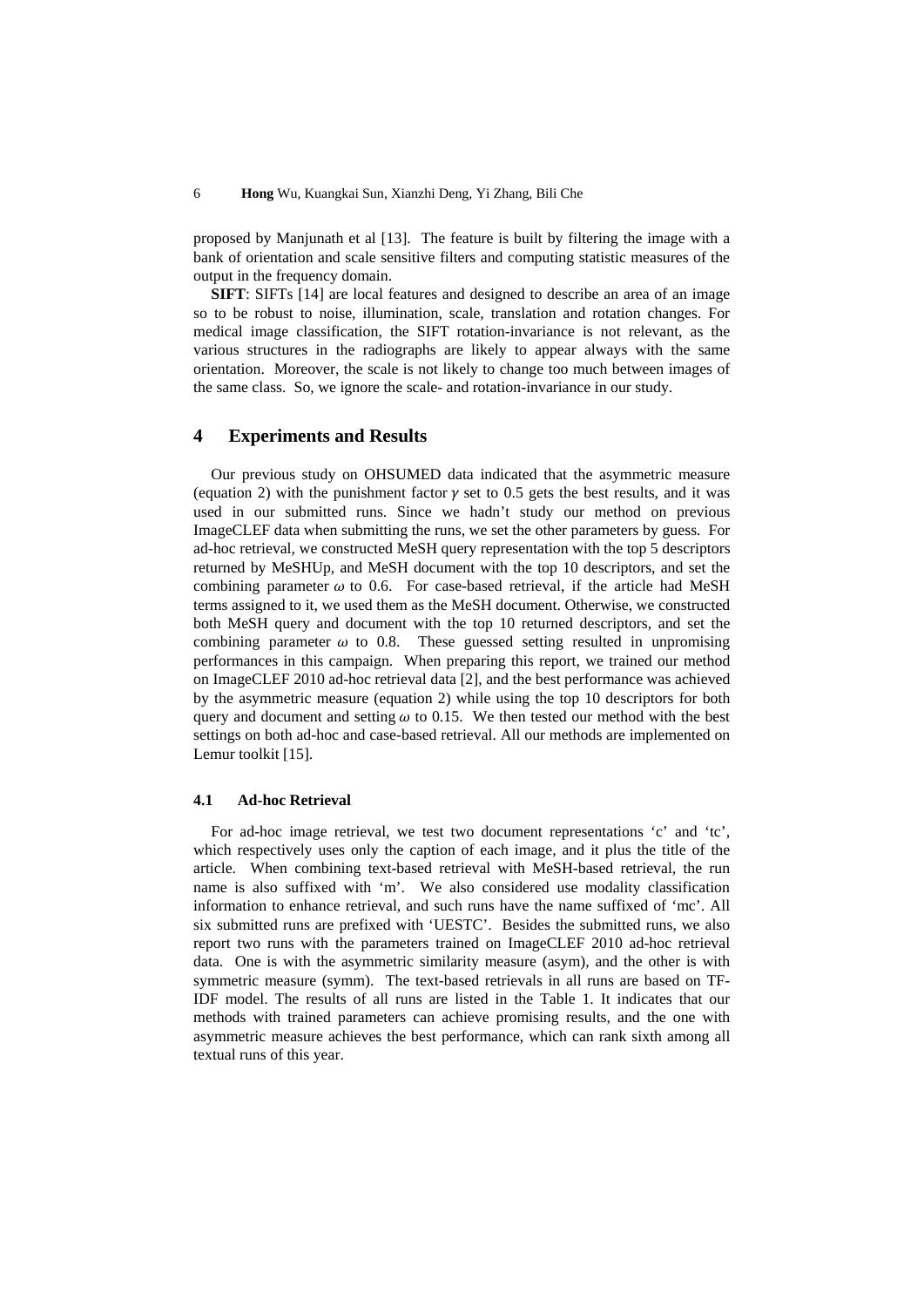proposed by Manjunath et al [13]. The feature is built by filtering the image with a bank of orientation and scale sensitive filters and computing statistic measures of the output in the frequency domain.

**SIFT**: SIFTs [14] are local features and designed to describe an area of an image so to be robust to noise, illumination, scale, translation and rotation changes. For medical image classification, the SIFT rotation-invariance is not relevant, as the various structures in the radiographs are likely to appear always with the same orientation. Moreover, the scale is not likely to change too much between images of the same class. So, we ignore the scale- and rotation-invariance in our study.

## 4 Experiments and Results

Our previous study on OHSUMED data indicated that the asymmetric measure (equation 2) with the punishment factor $\gamma$ set to 0.5 gets the best results, and it was used in our submitted runs. Since we hadn't study our method on previous ImageCLEF data when submitting the runs, we set the other parameters by guess. For ad-hoc retrieval, we constructed MeSH query representation with the top 5 descriptors returned by MeSHUp, and MeSH document with the top 10 descriptors, and set the combining parameter $\omega$ to 0.6. For case-based retrieval, if the article had MeSH terms assigned to it, we used them as the MeSH document. Otherwise, we constructed both MeSH query and document with the top 10 returned descriptors, and set the combining parameter $\omega$ to 0.8. These guessed setting resulted in unpromising performances in this campaign. When preparing this report, we trained our method on ImageCLEF 2010 ad-hoc retrieval data [2], and the best performance was achieved by the asymmetric measure (equation 2) while using the top 10 descriptors for both query and document and setting $\omega$ to 0.15. We then tested our method with the best settings on both ad-hoc and case-based retrieval. All our methods are implemented on Lemur toolkit [15].

### 4.1 Ad-hoc Retrieval

For ad-hoc image retrieval, we test two document representations 'c' and 'tc', which respectively uses only the caption of each image, and it plus the title of the article. When combining text-based retrieval with MeSH-based retrieval, the run name is also suffixed with 'm'. We also considered use modality classification information to enhance retrieval, and such runs have the name suffixed of 'mc'. All six submitted runs are prefixed with 'UESTC'. Besides the submitted runs, we also report two runs with the parameters trained on ImageCLEF 2010 ad-hoc retrieval data. One is with the asymmetric similarity measure (asym), and the other is with symmetric measure (symm). The text-based retrievals in all runs are based on TF-IDF model. The results of all runs are listed in the Table 1. It indicates that our methods with trained parameters can achieve promising results, and the one with asymmetric measure achieves the best performance, which can rank sixth among all textual runs of this year.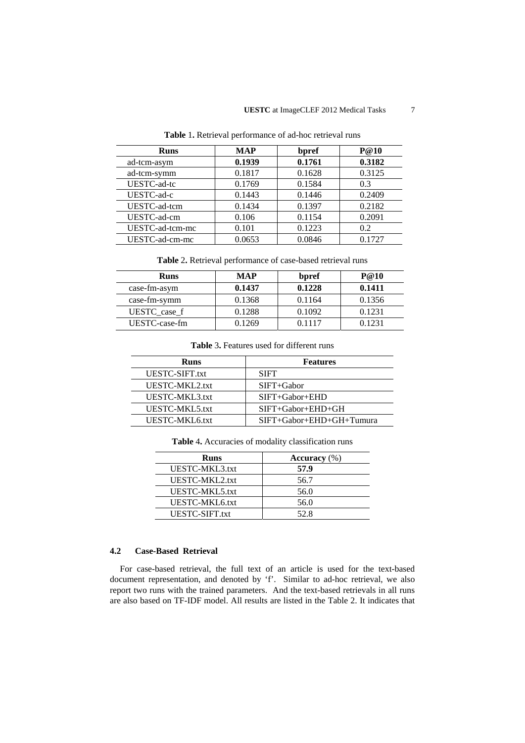**Table 1.** Retrieval performance of ad-hoc retrieval runs

| Runs | MAP | bpref | P@10 |
|---|---|---|---|
| ad-tcm-asym | **0.1939** | **0.1761** | **0.3182** |
| ad-tcm-symm | 0.1817 | 0.1628 | 0.3125 |
| UESTC-ad-tc | 0.1769 | 0.1584 | 0.3 |
| UESTC-ad-c | 0.1443 | 0.1446 | 0.2409 |
| UESTC-ad-tcm | 0.1434 | 0.1397 | 0.2182 |
| UESTC-ad-cm | 0.106 | 0.1154 | 0.2091 |
| UESTC-ad-tcm-mc | 0.101 | 0.1223 | 0.2 |
| UESTC-ad-cm-mc | 0.0653 | 0.0846 | 0.1727 |

**Table 2.** Retrieval performance of case-based retrieval runs

| Runs | MAP | bpref | P@10 |
|---|---|---|---|
| case-fm-asym | **0.1437** | **0.1228** | **0.1411** |
| case-fm-symm | 0.1368 | 0.1164 | 0.1356 |
| UESTC_case_f | 0.1288 | 0.1092 | 0.1231 |
| UESTC-case-fm | 0.1269 | 0.1117 | 0.1231 |

**Table 3.** Features used for different runs

| Runs | Features |
|---|---|
| UESTC-SIFT.txt | SIFT |
| UESTC-MKL2.txt | SIFT+Gabor |
| UESTC-MKL3.txt | SIFT+Gabor+EHD |
| UESTC-MKL5.txt | SIFT+Gabor+EHD+GH |
| UESTC-MKL6.txt | SIFT+Gabor+EHD+GH+Tumura |

**Table 4.** Accuracies of modality classification runs

| Runs | Accuracy (%) |
|---|---|
| UESTC-MKL3.txt | **57.9** |
| UESTC-MKL2.txt | 56.7 |
| UESTC-MKL5.txt | 56.0 |
| UESTC-MKL6.txt | 56.0 |
| UESTC-SIFT.txt | 52.8 |

### 4.2 Case-Based Retrieval

For case-based retrieval, the full text of an article is used for the text-based document representation, and denoted by 'f'. Similar to ad-hoc retrieval, we also report two runs with the trained parameters. And the text-based retrievals in all runs are also based on TF-IDF model. All results are listed in the Table 2. It indicates that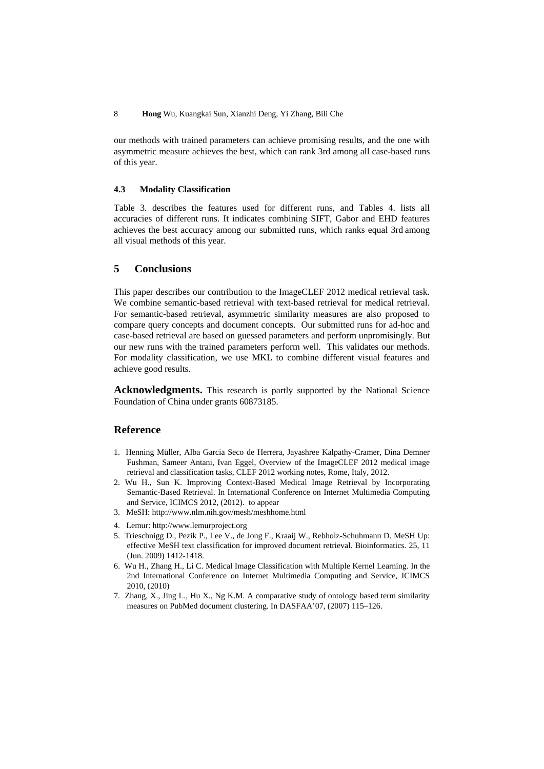our methods with trained parameters can achieve promising results, and the one with asymmetric measure achieves the best, which can rank 3rd among all case-based runs of this year.

### 4.3 Modality Classification

Table 3. describes the features used for different runs, and Tables 4. lists all accuracies of different runs. It indicates combining SIFT, Gabor and EHD features achieves the best accuracy among our submitted runs, which ranks equal 3rd among all visual methods of this year.

## 5 Conclusions

This paper describes our contribution to the ImageCLEF 2012 medical retrieval task. We combine semantic-based retrieval with text-based retrieval for medical retrieval. For semantic-based retrieval, asymmetric similarity measures are also proposed to compare query concepts and document concepts. Our submitted runs for ad-hoc and case-based retrieval are based on guessed parameters and perform unpromisingly. But our new runs with the trained parameters perform well. This validates our methods. For modality classification, we use MKL to combine different visual features and achieve good results.

**Acknowledgments.** This research is partly supported by the National Science Foundation of China under grants 60873185.

## Reference

1. Henning Müller, Alba Garcia Seco de Herrera, Jayashree Kalpathy-Cramer, Dina Demner Fushman, Sameer Antani, Ivan Eggel, Overview of the ImageCLEF 2012 medical image retrieval and classification tasks, CLEF 2012 working notes, Rome, Italy, 2012.
2. Wu H., Sun K. Improving Context-Based Medical Image Retrieval by Incorporating Semantic-Based Retrieval. In International Conference on Internet Multimedia Computing and Service, ICIMCS 2012, (2012). to appear
3. MeSH: http://www.nlm.nih.gov/mesh/meshhome.html
4. Lemur: http://www.lemurproject.org
5. Trieschnigg D., Pezik P., Lee V., de Jong F., Kraaij W., Rebholz-Schuhmann D. MeSH Up: effective MeSH text classification for improved document retrieval. Bioinformatics. 25, 11 (Jun. 2009) 1412-1418.
6. Wu H., Zhang H., Li C. Medical Image Classification with Multiple Kernel Learning. In the 2nd International Conference on Internet Multimedia Computing and Service, ICIMCS 2010, (2010)
7. Zhang, X., Jing L., Hu X., Ng K.M. A comparative study of ontology based term similarity measures on PubMed document clustering. In DASFAA'07, (2007) 115–126.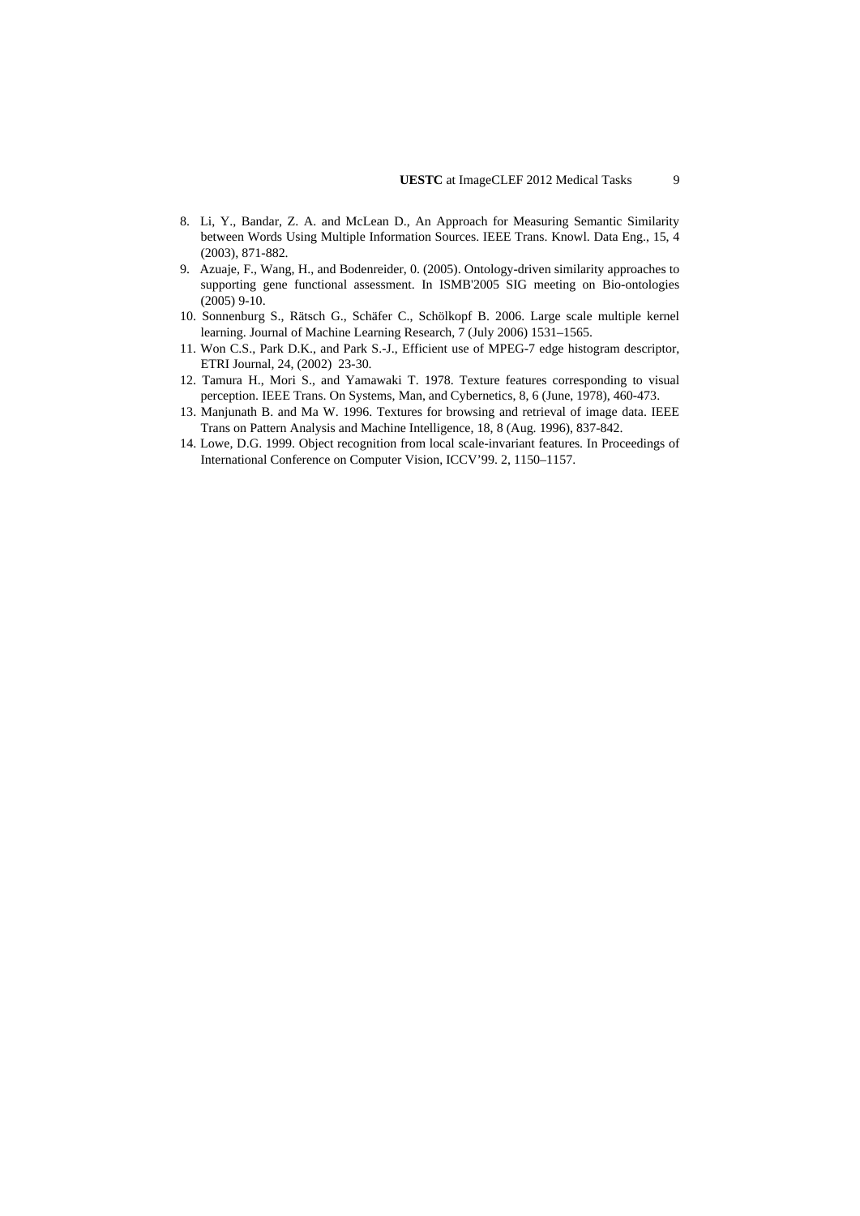8. Li, Y., Bandar, Z. A. and McLean D., An Approach for Measuring Semantic Similarity between Words Using Multiple Information Sources. IEEE Trans. Knowl. Data Eng., 15, 4 (2003), 871-882.
9. Azuaje, F., Wang, H., and Bodenreider, 0. (2005). Ontology-driven similarity approaches to supporting gene functional assessment. In ISMB'2005 SIG meeting on Bio-ontologies (2005) 9-10.
10. Sonnenburg S., Rätsch G., Schäfer C., Schölkopf B. 2006. Large scale multiple kernel learning. Journal of Machine Learning Research, 7 (July 2006) 1531–1565.
11. Won C.S., Park D.K., and Park S.-J., Efficient use of MPEG-7 edge histogram descriptor, ETRI Journal, 24, (2002) 23-30.
12. Tamura H., Mori S., and Yamawaki T. 1978. Texture features corresponding to visual perception. IEEE Trans. On Systems, Man, and Cybernetics, 8, 6 (June, 1978), 460-473.
13. Manjunath B. and Ma W. 1996. Textures for browsing and retrieval of image data. IEEE Trans on Pattern Analysis and Machine Intelligence, 18, 8 (Aug. 1996), 837-842.
14. Lowe, D.G. 1999. Object recognition from local scale-invariant features. In Proceedings of International Conference on Computer Vision, ICCV'99. 2, 1150–1157.